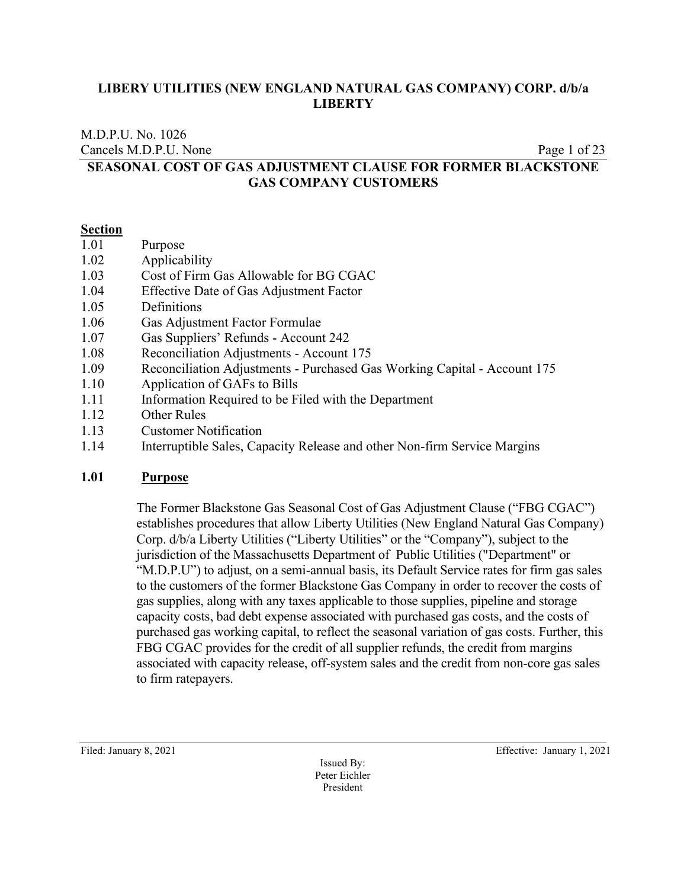**LIBERY UTILITIES (NEW ENGLAND NATURAL GAS COMPANY) CORP. d/b/a LIBERTY**

M.D.P.U. No. 1026
Cancels M.D.P.U. None

# SEASONAL COST OF GAS ADJUSTMENT CLAUSE FOR FORMER BLACKSTONE GAS COMPANY CUSTOMERS

**Section**

| | |
|---|---|
| 1.01 | Purpose |
| 1.02 | Applicability |
| 1.03 | Cost of Firm Gas Allowable for BG CGAC |
| 1.04 | Effective Date of Gas Adjustment Factor |
| 1.05 | Definitions |
| 1.06 | Gas Adjustment Factor Formulae |
| 1.07 | Gas Suppliers' Refunds - Account 242 |
| 1.08 | Reconciliation Adjustments - Account 175 |
| 1.09 | Reconciliation Adjustments - Purchased Gas Working Capital - Account 175 |
| 1.10 | Application of GAFs to Bills |
| 1.11 | Information Required to be Filed with the Department |
| 1.12 | Other Rules |
| 1.13 | Customer Notification |
| 1.14 | Interruptible Sales, Capacity Release and other Non-firm Service Margins |

## 1.01 Purpose

The Former Blackstone Gas Seasonal Cost of Gas Adjustment Clause ("FBG CGAC") establishes procedures that allow Liberty Utilities (New England Natural Gas Company) Corp. d/b/a Liberty Utilities ("Liberty Utilities" or the "Company"), subject to the jurisdiction of the Massachusetts Department of Public Utilities ("Department" or "M.D.P.U") to adjust, on a semi-annual basis, its Default Service rates for firm gas sales to the customers of the former Blackstone Gas Company in order to recover the costs of gas supplies, along with any taxes applicable to those supplies, pipeline and storage capacity costs, bad debt expense associated with purchased gas costs, and the costs of purchased gas working capital, to reflect the seasonal variation of gas costs. Further, this FBG CGAC provides for the credit of all supplier refunds, the credit from margins associated with capacity release, off-system sales and the credit from non-core gas sales to firm ratepayers.

Filed: January 8, 2021 Effective: January 1, 2021

Issued By:
Peter Eichler
President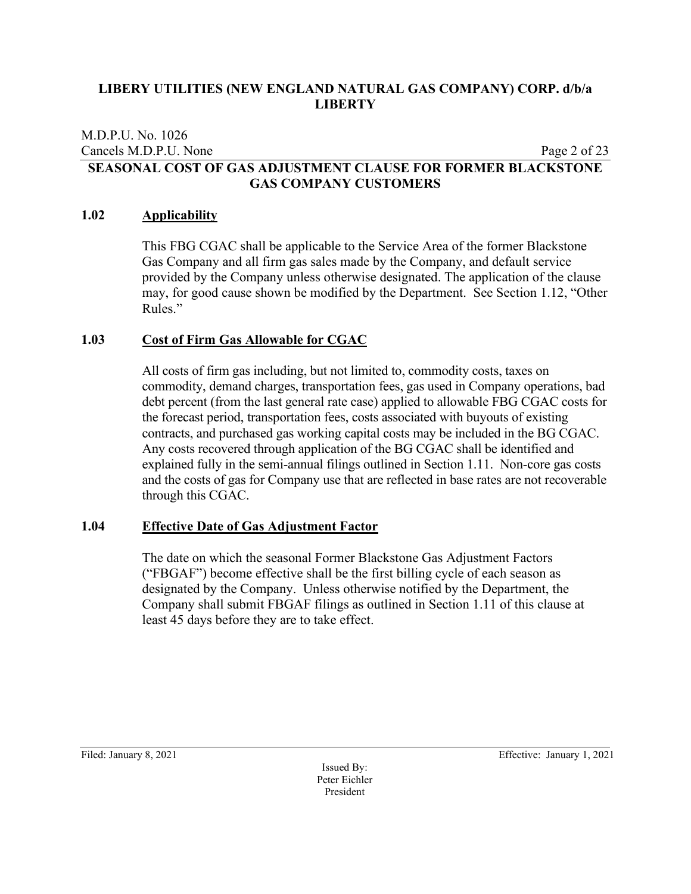## 1.02 Applicability

This FBG CGAC shall be applicable to the Service Area of the former Blackstone Gas Company and all firm gas sales made by the Company, and default service provided by the Company unless otherwise designated. The application of the clause may, for good cause shown be modified by the Department. See Section 1.12, "Other Rules."

## 1.03 Cost of Firm Gas Allowable for CGAC

All costs of firm gas including, but not limited to, commodity costs, taxes on commodity, demand charges, transportation fees, gas used in Company operations, bad debt percent (from the last general rate case) applied to allowable FBG CGAC costs for the forecast period, transportation fees, costs associated with buyouts of existing contracts, and purchased gas working capital costs may be included in the BG CGAC. Any costs recovered through application of the BG CGAC shall be identified and explained fully in the semi-annual filings outlined in Section 1.11. Non-core gas costs and the costs of gas for Company use that are reflected in base rates are not recoverable through this CGAC.

## 1.04 Effective Date of Gas Adjustment Factor

The date on which the seasonal Former Blackstone Gas Adjustment Factors ("FBGAF") become effective shall be the first billing cycle of each season as designated by the Company. Unless otherwise notified by the Department, the Company shall submit FBGAF filings as outlined in Section 1.11 of this clause at least 45 days before they are to take effect.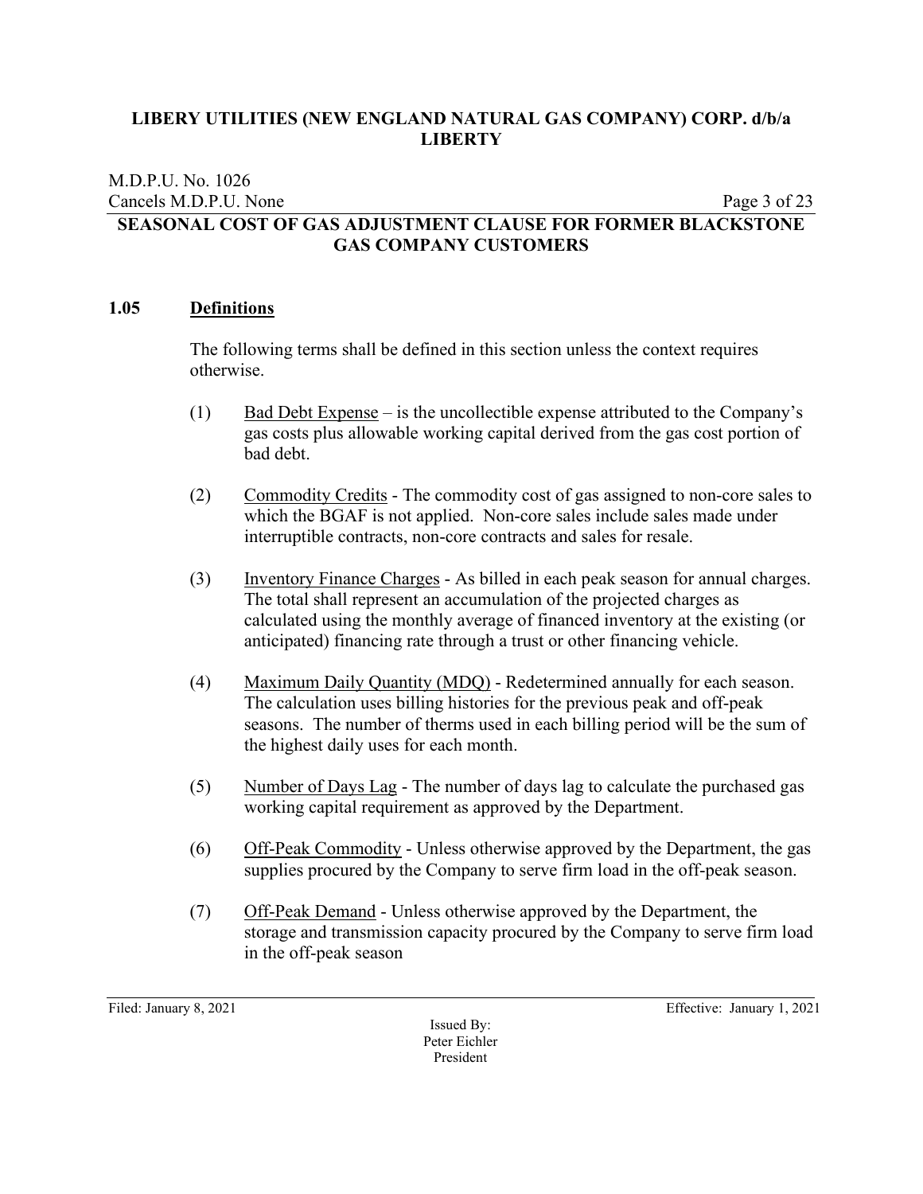## 1.05 Definitions

The following terms shall be defined in this section unless the context requires otherwise.

(1) Bad Debt Expense – is the uncollectible expense attributed to the Company's gas costs plus allowable working capital derived from the gas cost portion of bad debt.

(2) Commodity Credits - The commodity cost of gas assigned to non-core sales to which the BGAF is not applied. Non-core sales include sales made under interruptible contracts, non-core contracts and sales for resale.

(3) Inventory Finance Charges - As billed in each peak season for annual charges. The total shall represent an accumulation of the projected charges as calculated using the monthly average of financed inventory at the existing (or anticipated) financing rate through a trust or other financing vehicle.

(4) Maximum Daily Quantity (MDQ) - Redetermined annually for each season. The calculation uses billing histories for the previous peak and off-peak seasons. The number of therms used in each billing period will be the sum of the highest daily uses for each month.

(5) Number of Days Lag - The number of days lag to calculate the purchased gas working capital requirement as approved by the Department.

(6) Off-Peak Commodity - Unless otherwise approved by the Department, the gas supplies procured by the Company to serve firm load in the off-peak season.

(7) Off-Peak Demand - Unless otherwise approved by the Department, the storage and transmission capacity procured by the Company to serve firm load in the off-peak season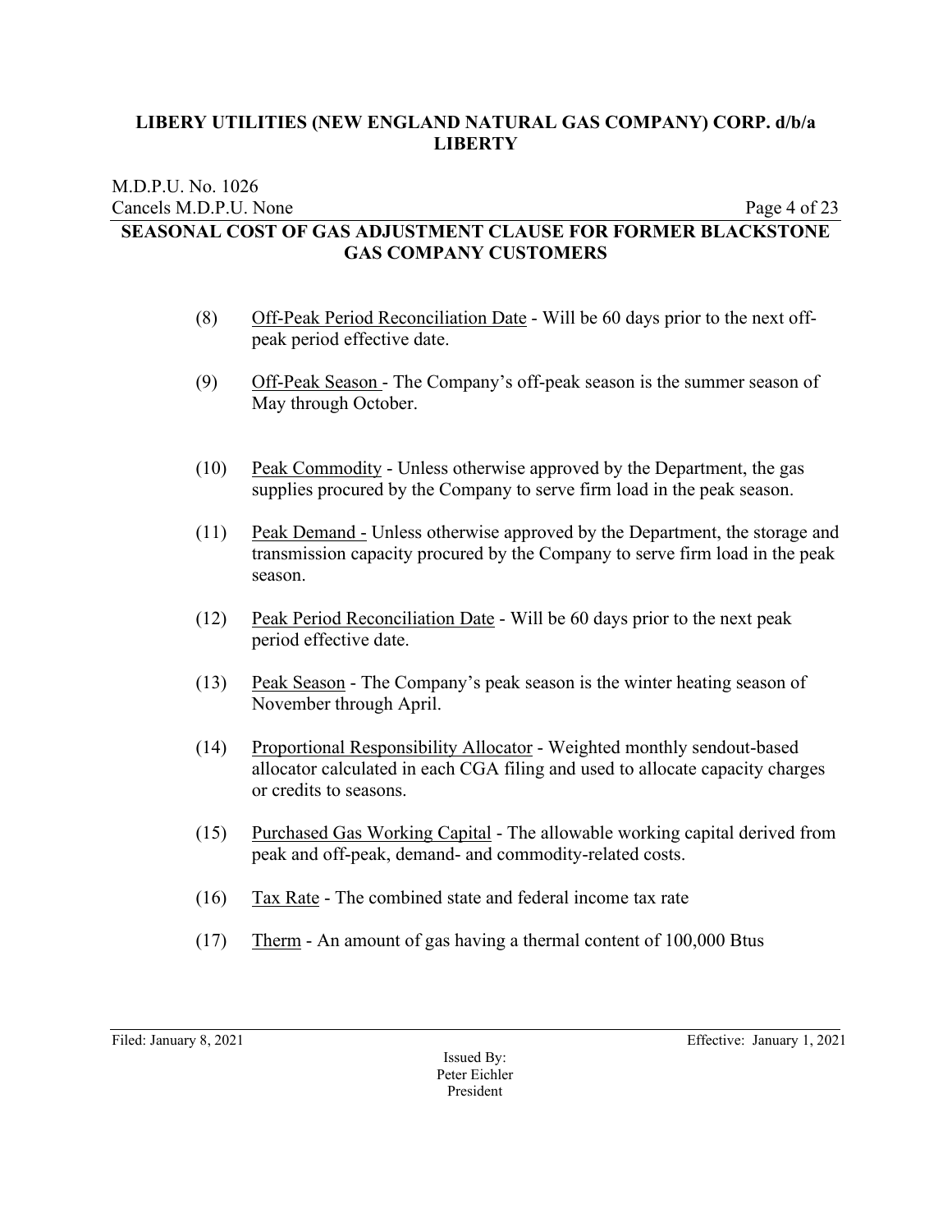(8) Off-Peak Period Reconciliation Date - Will be 60 days prior to the next off-peak period effective date.

(9) Off-Peak Season - The Company's off-peak season is the summer season of May through October.

(10) Peak Commodity - Unless otherwise approved by the Department, the gas supplies procured by the Company to serve firm load in the peak season.

(11) Peak Demand - Unless otherwise approved by the Department, the storage and transmission capacity procured by the Company to serve firm load in the peak season.

(12) Peak Period Reconciliation Date - Will be 60 days prior to the next peak period effective date.

(13) Peak Season - The Company's peak season is the winter heating season of November through April.

(14) Proportional Responsibility Allocator - Weighted monthly sendout-based allocator calculated in each CGA filing and used to allocate capacity charges or credits to seasons.

(15) Purchased Gas Working Capital - The allowable working capital derived from peak and off-peak, demand- and commodity-related costs.

(16) Tax Rate - The combined state and federal income tax rate

(17) Therm - An amount of gas having a thermal content of 100,000 Btus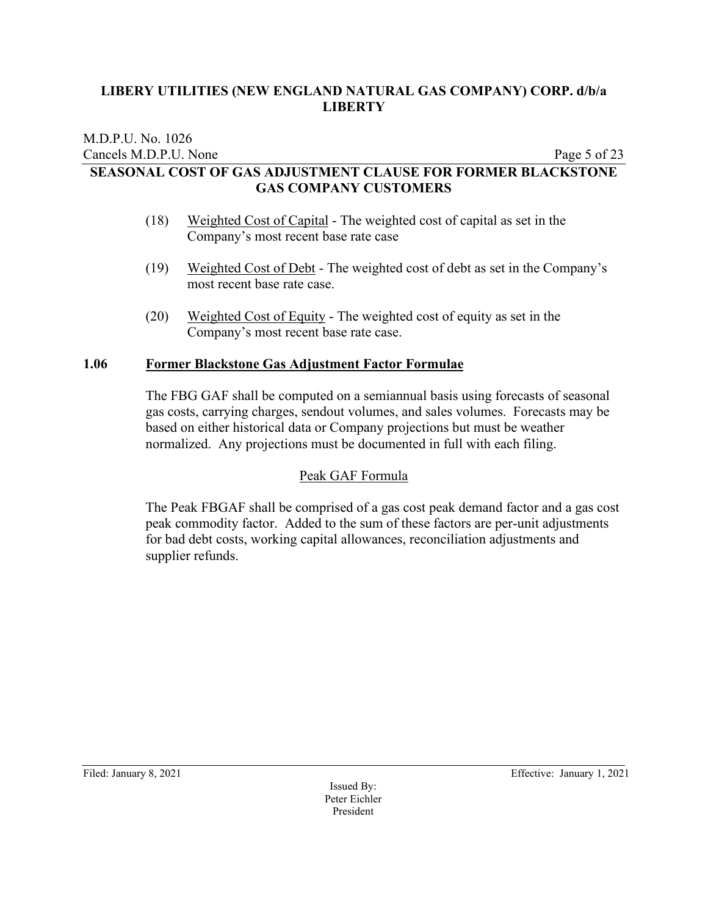(18) Weighted Cost of Capital - The weighted cost of capital as set in the Company's most recent base rate case

(19) Weighted Cost of Debt - The weighted cost of debt as set in the Company's most recent base rate case.

(20) Weighted Cost of Equity - The weighted cost of equity as set in the Company's most recent base rate case.

## 1.06 Former Blackstone Gas Adjustment Factor Formulae

The FBG GAF shall be computed on a semiannual basis using forecasts of seasonal gas costs, carrying charges, sendout volumes, and sales volumes. Forecasts may be based on either historical data or Company projections but must be weather normalized. Any projections must be documented in full with each filing.

### Peak GAF Formula

The Peak FBGAF shall be comprised of a gas cost peak demand factor and a gas cost peak commodity factor. Added to the sum of these factors are per-unit adjustments for bad debt costs, working capital allowances, reconciliation adjustments and supplier refunds.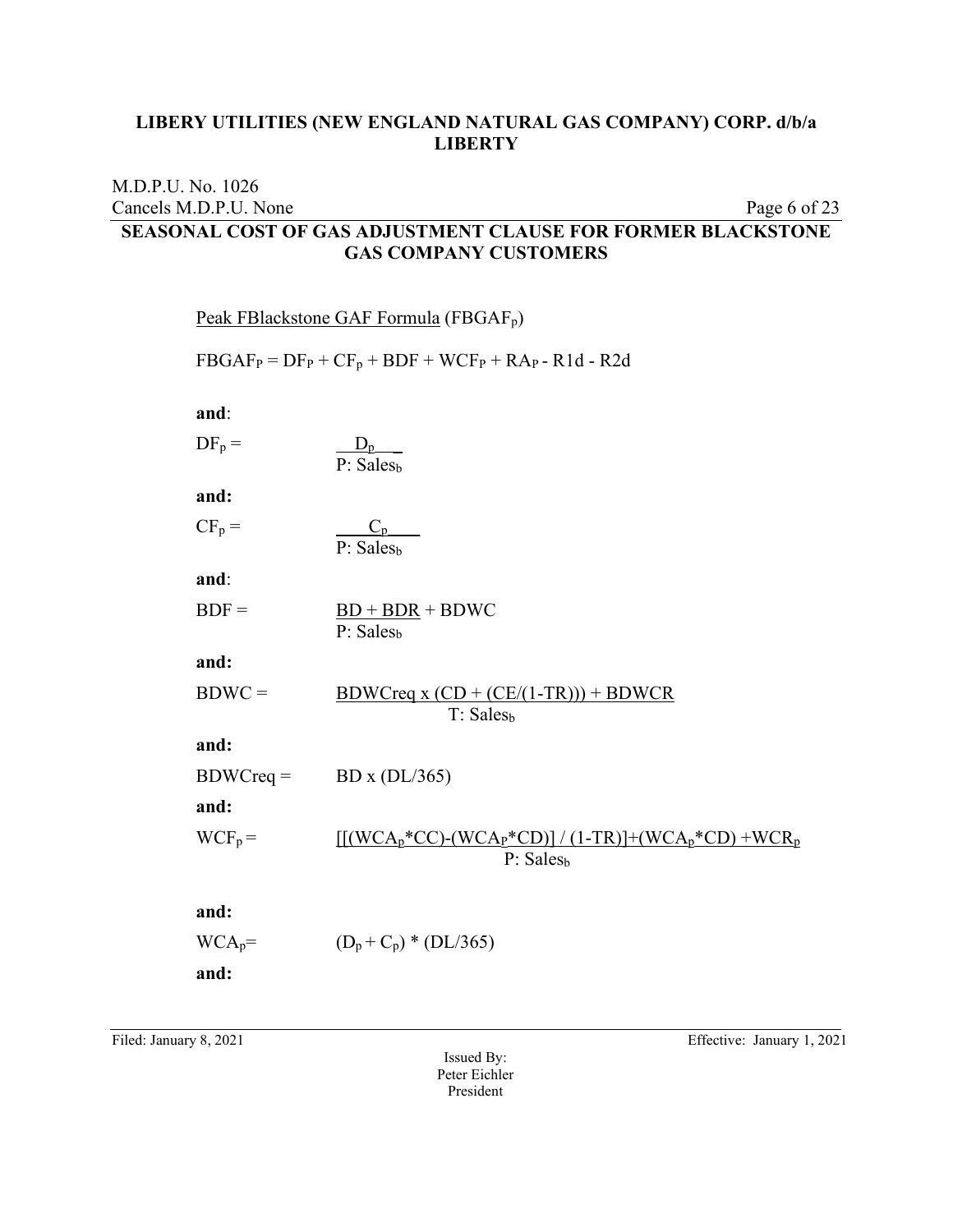**LIBERY UTILITIES (NEW ENGLAND NATURAL GAS COMPANY) CORP. d/b/a LIBERTY**

M.D.P.U. No. 1026
Cancels M.D.P.U. None

## SEASONAL COST OF GAS ADJUSTMENT CLAUSE FOR FORMER BLACKSTONE GAS COMPANY CUSTOMERS

Peak FBlackstone GAF Formula ($FBGAF_p$)

$$FBGAF_P = DF_P + CF_p + BDF + WCF_P + RA_P - R1d - R2d$$

**and**:

$$DF_p = \frac{D_p}{P{:}\ Sales_b}$$

**and:**

$$CF_p = \frac{C_p}{P{:}\ Sales_b}$$

**and**:

$$BDF = \frac{BD + BDR}{P{:}\ Sales_b} + BDWC$$

**and:**

$$BDWC = \frac{BDWCreq \times (CD + (CE/(1-TR))) + BDWCR}{T{:}\ Sales_b}$$

**and:**

$$BDWCreq = BD \times (DL/365)$$

**and:**

$$WCF_p = \frac{[[(WCA_p*CC)-(WCA_P*CD)] / (1-TR)]+(WCA_p*CD) +WCR_p}{P{:}\ Sales_b}$$

**and:**

$$WCA_p = (D_p + C_p) * (DL/365)$$

**and:**

Filed: January 8, 2021 Effective: January 1, 2021

Issued By:
Peter Eichler
President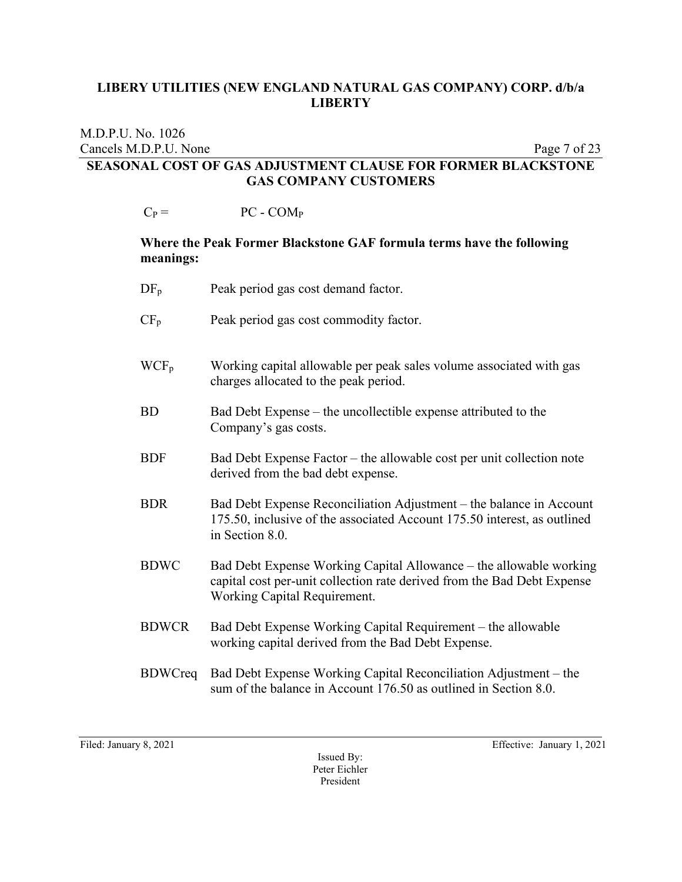## SEASONAL COST OF GAS ADJUSTMENT CLAUSE FOR FORMER BLACKSTONE GAS COMPANY CUSTOMERS

$C_P =$ $PC - COM_P$

**Where the Peak Former Blackstone GAF formula terms have the following meanings:**

| | |
|---|---|
| $DF_p$ | Peak period gas cost demand factor. |
| $CF_p$ | Peak period gas cost commodity factor. |
| $WCF_p$ | Working capital allowable per peak sales volume associated with gas charges allocated to the peak period. |
| BD | Bad Debt Expense – the uncollectible expense attributed to the Company's gas costs. |
| BDF | Bad Debt Expense Factor – the allowable cost per unit collection note derived from the bad debt expense. |
| BDR | Bad Debt Expense Reconciliation Adjustment – the balance in Account 175.50, inclusive of the associated Account 175.50 interest, as outlined in Section 8.0. |
| BDWC | Bad Debt Expense Working Capital Allowance – the allowable working capital cost per-unit collection rate derived from the Bad Debt Expense Working Capital Requirement. |
| BDWCR | Bad Debt Expense Working Capital Requirement – the allowable working capital derived from the Bad Debt Expense. |
| BDWCreq | Bad Debt Expense Working Capital Reconciliation Adjustment – the sum of the balance in Account 176.50 as outlined in Section 8.0. |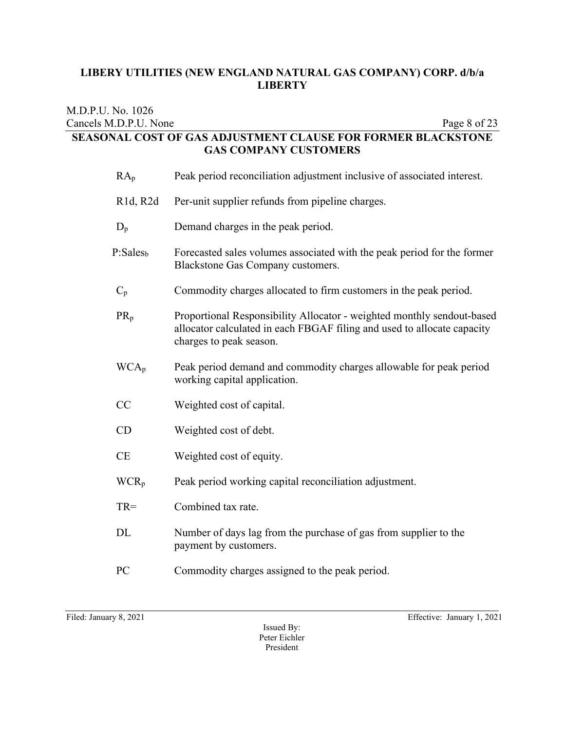## SEASONAL COST OF GAS ADJUSTMENT CLAUSE FOR FORMER BLACKSTONE GAS COMPANY CUSTOMERS

| | |
|---|---|
| $RA_p$ | Peak period reconciliation adjustment inclusive of associated interest. |
| R1d, R2d | Per-unit supplier refunds from pipeline charges. |
| $D_p$ | Demand charges in the peak period. |
| $P{:}Sales_b$ | Forecasted sales volumes associated with the peak period for the former Blackstone Gas Company customers. |
| $C_p$ | Commodity charges allocated to firm customers in the peak period. |
| $PR_p$ | Proportional Responsibility Allocator - weighted monthly sendout-based allocator calculated in each FBGAF filing and used to allocate capacity charges to peak season. |
| $WCA_p$ | Peak period demand and commodity charges allowable for peak period working capital application. |
| CC | Weighted cost of capital. |
| CD | Weighted cost of debt. |
| CE | Weighted cost of equity. |
| $WCR_p$ | Peak period working capital reconciliation adjustment. |
| TR= | Combined tax rate. |
| DL | Number of days lag from the purchase of gas from supplier to the payment by customers. |
| PC | Commodity charges assigned to the peak period. |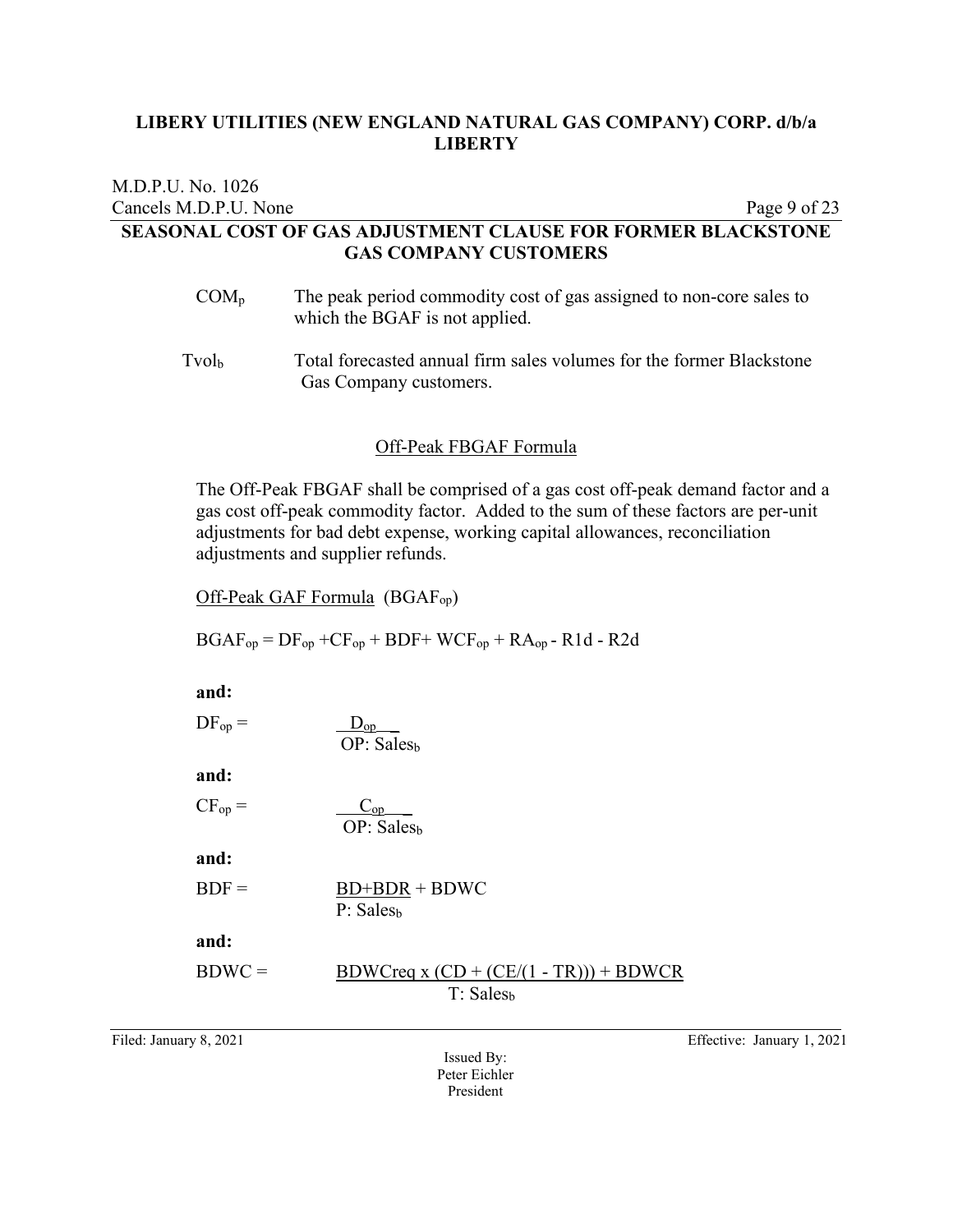# LIBERY UTILITIES (NEW ENGLAND NATURAL GAS COMPANY) CORP. d/b/a LIBERTY

M.D.P.U. No. 1026
Cancels M.D.P.U. None

## SEASONAL COST OF GAS ADJUSTMENT CLAUSE FOR FORMER BLACKSTONE GAS COMPANY CUSTOMERS

$COM_p$ — The peak period commodity cost of gas assigned to non-core sales to which the BGAF is not applied.

$Tvol_b$ — Total forecasted annual firm sales volumes for the former Blackstone Gas Company customers.

### Off-Peak FBGAF Formula

The Off-Peak FBGAF shall be comprised of a gas cost off-peak demand factor and a gas cost off-peak commodity factor. Added to the sum of these factors are per-unit adjustments for bad debt expense, working capital allowances, reconciliation adjustments and supplier refunds.

Off-Peak GAF Formula ($BGAF_{op}$)

$$BGAF_{op} = DF_{op} + CF_{op} + BDF + WCF_{op} + RA_{op} - R1d - R2d$$

**and:**

$$DF_{op} = \frac{D_{op}}{OP{:}\ Sales_b}$$

**and:**

$$CF_{op} = \frac{C_{op}}{OP{:}\ Sales_b}$$

**and:**

$$BDF = \frac{BD+BDR}{P{:}\ Sales_b} + BDWC$$

**and:**

$$BDWC = \frac{BDWCreq \times (CD + (CE/(1 - TR))) + BDWCR}{T{:}\ Sales_b}$$

Filed: January 8, 2021 | Effective: January 1, 2021

Issued By:
Peter Eichler
President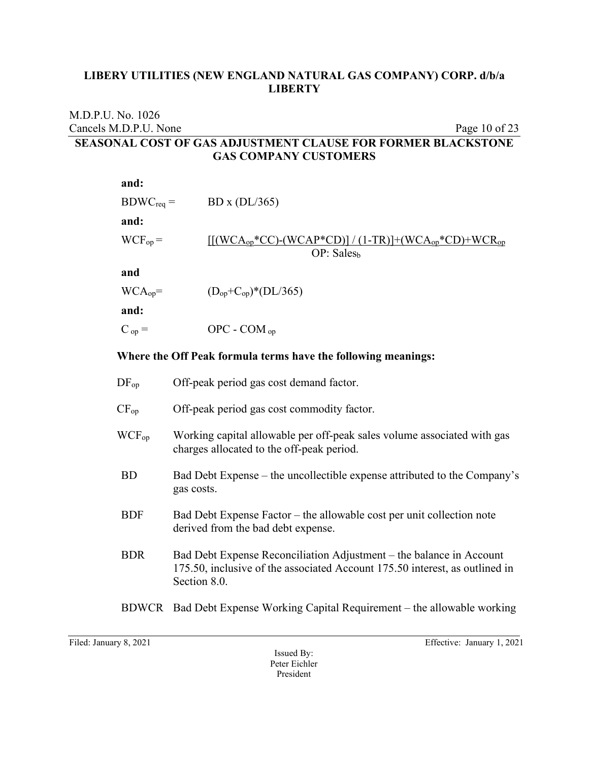**and:**

$BDWC_{req} =$ BD x (DL/365)

**and:**

$$WCF_{op} = \frac{[[(WCA_{op}*CC)-(WCAP*CD)] / (1-TR)]+(WCA_{op}*CD)+WCR_{op}}{OP: Sales_b}$$

**and**

$WCA_{op} = (D_{op}+C_{op})*(DL/365)$

**and:**

$C_{op} =$ OPC - $COM_{op}$

**Where the Off Peak formula terms have the following meanings:**

$DF_{op}$ Off-peak period gas cost demand factor.

$CF_{op}$ Off-peak period gas cost commodity factor.

$WCF_{op}$ Working capital allowable per off-peak sales volume associated with gas charges allocated to the off-peak period.

BD Bad Debt Expense – the uncollectible expense attributed to the Company's gas costs.

BDF Bad Debt Expense Factor – the allowable cost per unit collection note derived from the bad debt expense.

BDR Bad Debt Expense Reconciliation Adjustment – the balance in Account 175.50, inclusive of the associated Account 175.50 interest, as outlined in Section 8.0.

BDWCR Bad Debt Expense Working Capital Requirement – the allowable working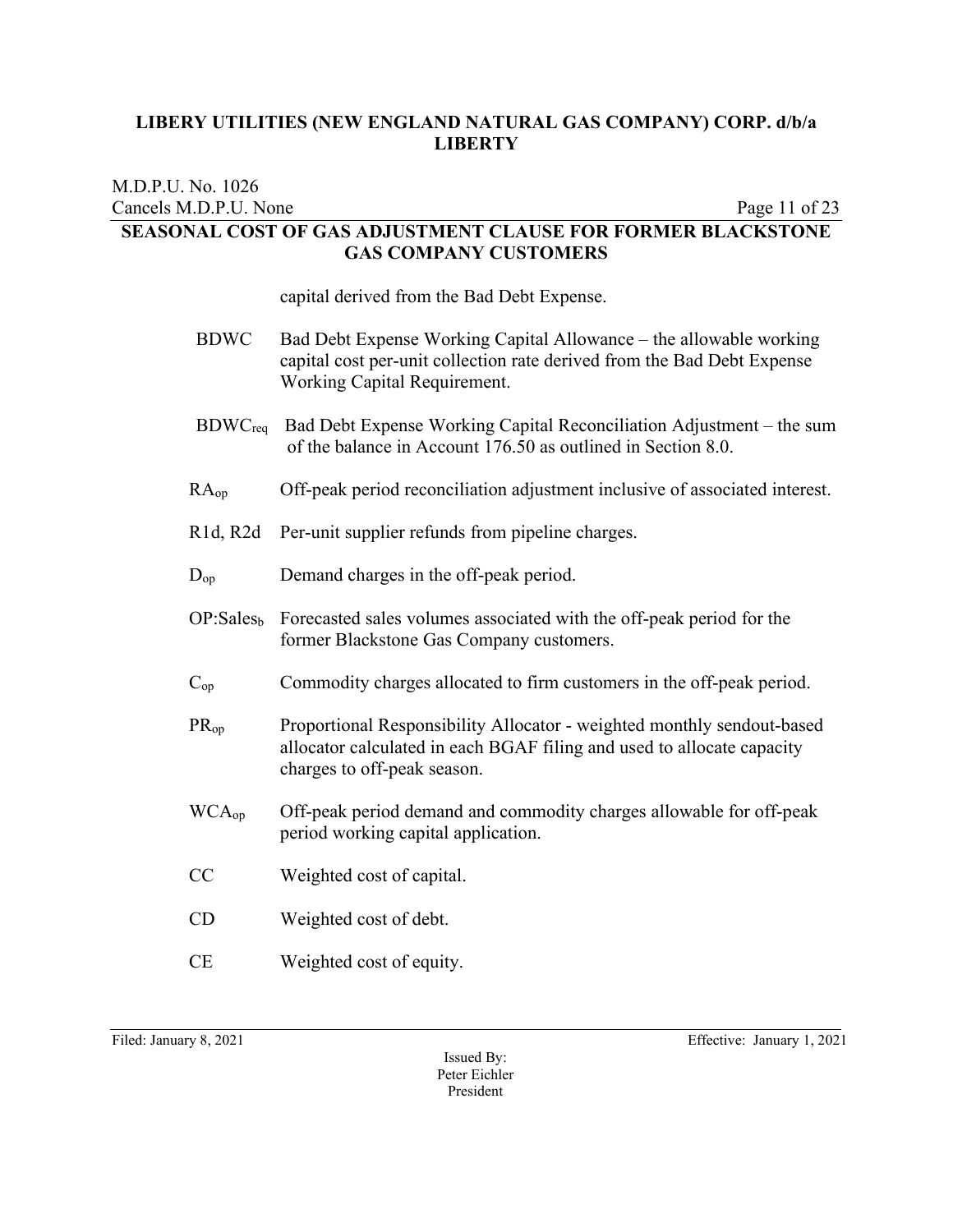capital derived from the Bad Debt Expense.

| | |
|---|---|
| BDWC | Bad Debt Expense Working Capital Allowance – the allowable working capital cost per-unit collection rate derived from the Bad Debt Expense Working Capital Requirement. |
| $BDWC_{req}$ | Bad Debt Expense Working Capital Reconciliation Adjustment – the sum of the balance in Account 176.50 as outlined in Section 8.0. |
| $RA_{op}$ | Off-peak period reconciliation adjustment inclusive of associated interest. |
| R1d, R2d | Per-unit supplier refunds from pipeline charges. |
| $D_{op}$ | Demand charges in the off-peak period. |
| $OP{:}Sales_b$ | Forecasted sales volumes associated with the off-peak period for the former Blackstone Gas Company customers. |
| $C_{op}$ | Commodity charges allocated to firm customers in the off-peak period. |
| $PR_{op}$ | Proportional Responsibility Allocator - weighted monthly sendout-based allocator calculated in each BGAF filing and used to allocate capacity charges to off-peak season. |
| $WCA_{op}$ | Off-peak period demand and commodity charges allowable for off-peak period working capital application. |
| CC | Weighted cost of capital. |
| CD | Weighted cost of debt. |
| CE | Weighted cost of equity. |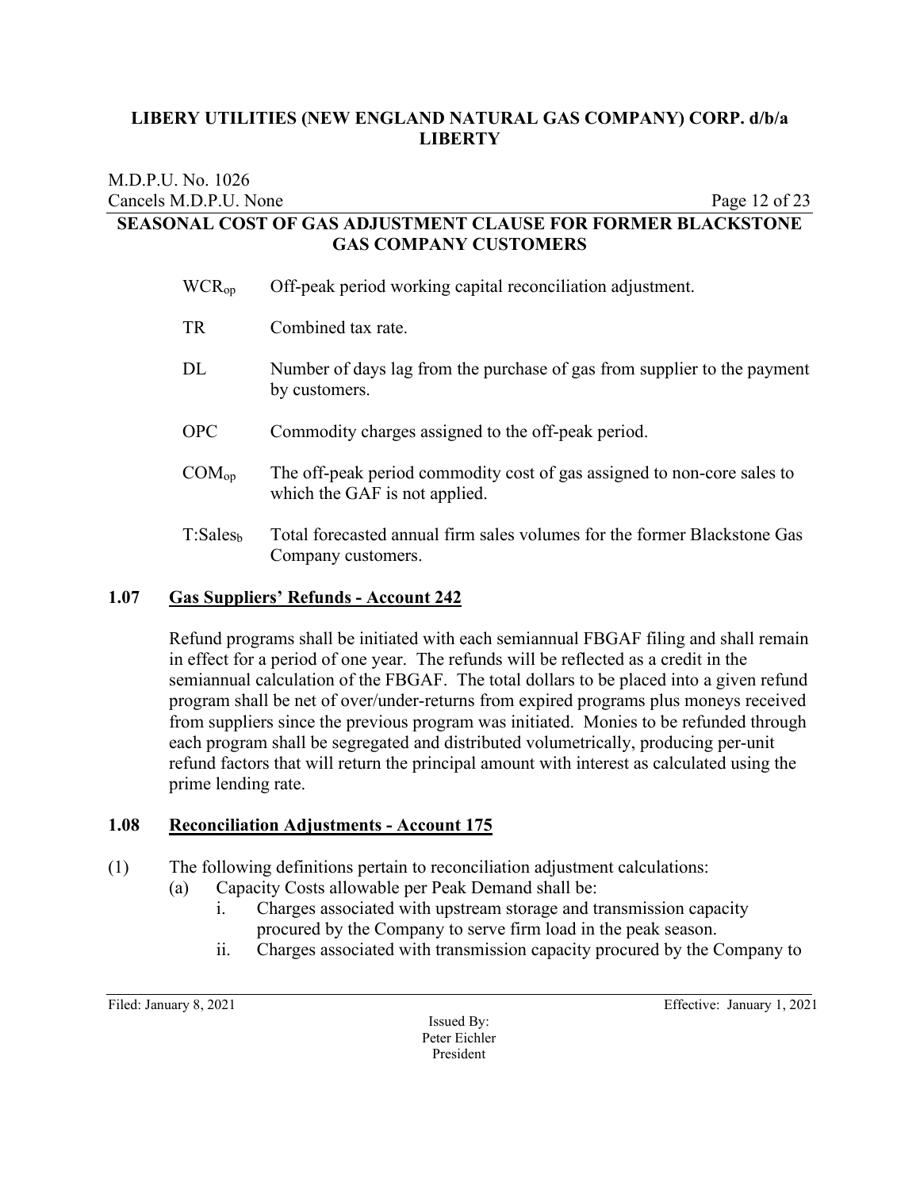| | |
|---|---|
| $WCR_{op}$ | Off-peak period working capital reconciliation adjustment. |
| TR | Combined tax rate. |
| DL | Number of days lag from the purchase of gas from supplier to the payment by customers. |
| OPC | Commodity charges assigned to the off-peak period. |
| $COM_{op}$ | The off-peak period commodity cost of gas assigned to non-core sales to which the GAF is not applied. |
| $T{:}Sales_b$ | Total forecasted annual firm sales volumes for the former Blackstone Gas Company customers. |

### 1.07 Gas Suppliers' Refunds - Account 242

Refund programs shall be initiated with each semiannual FBGAF filing and shall remain in effect for a period of one year. The refunds will be reflected as a credit in the semiannual calculation of the FBGAF. The total dollars to be placed into a given refund program shall be net of over/under-returns from expired programs plus moneys received from suppliers since the previous program was initiated. Monies to be refunded through each program shall be segregated and distributed volumetrically, producing per-unit refund factors that will return the principal amount with interest as calculated using the prime lending rate.

### 1.08 Reconciliation Adjustments - Account 175

(1) The following definitions pertain to reconciliation adjustment calculations:

- (a) Capacity Costs allowable per Peak Demand shall be:
  - i. Charges associated with upstream storage and transmission capacity procured by the Company to serve firm load in the peak season.
  - ii. Charges associated with transmission capacity procured by the Company to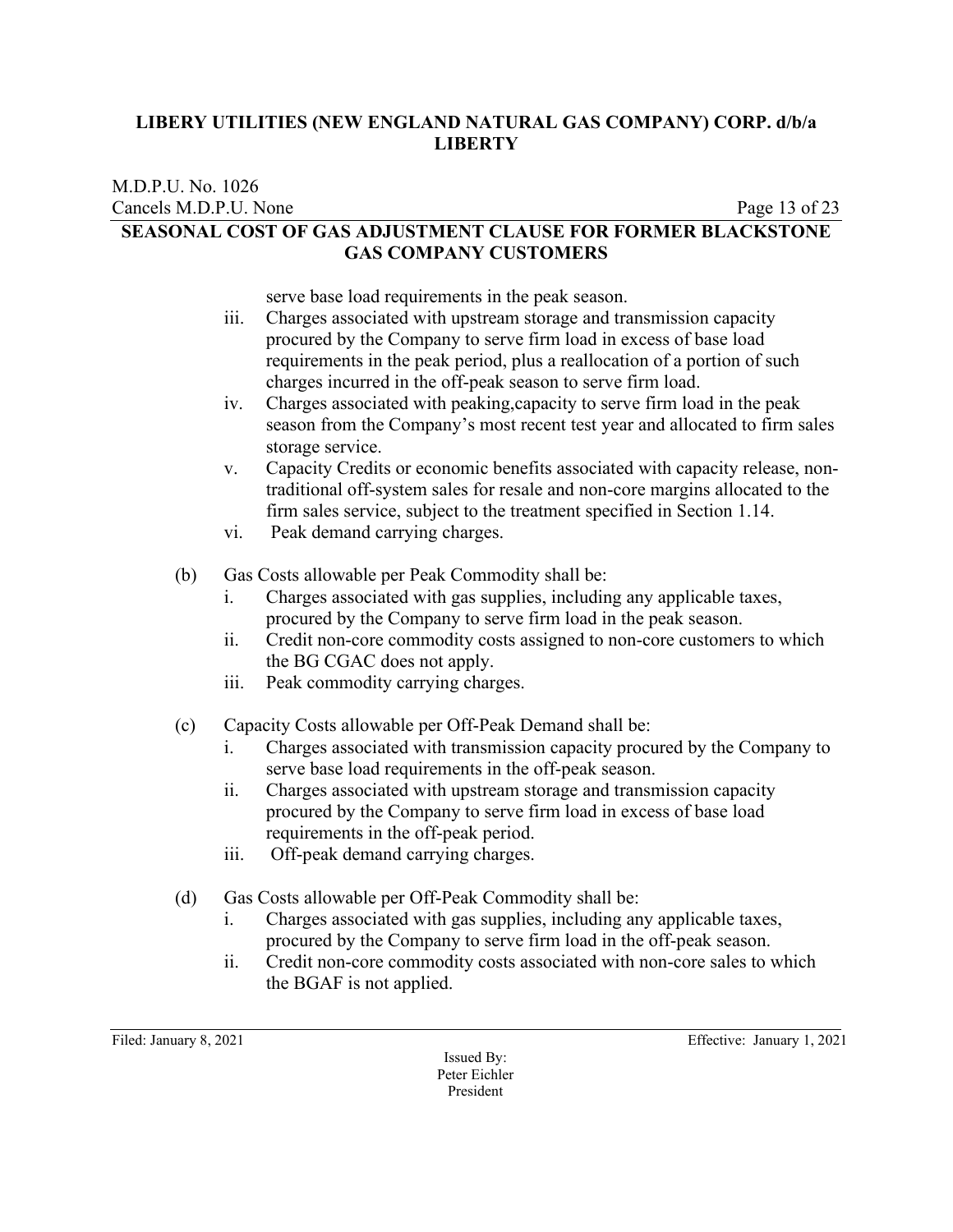serve base load requirements in the peak season.

iii. Charges associated with upstream storage and transmission capacity procured by the Company to serve firm load in excess of base load requirements in the peak period, plus a reallocation of a portion of such charges incurred in the off-peak season to serve firm load.

iv. Charges associated with peaking,capacity to serve firm load in the peak season from the Company's most recent test year and allocated to firm sales storage service.

v. Capacity Credits or economic benefits associated with capacity release, non-traditional off-system sales for resale and non-core margins allocated to the firm sales service, subject to the treatment specified in Section 1.14.

vi. Peak demand carrying charges.

(b) Gas Costs allowable per Peak Commodity shall be:

i. Charges associated with gas supplies, including any applicable taxes, procured by the Company to serve firm load in the peak season.

ii. Credit non-core commodity costs assigned to non-core customers to which the BG CGAC does not apply.

iii. Peak commodity carrying charges.

(c) Capacity Costs allowable per Off-Peak Demand shall be:

i. Charges associated with transmission capacity procured by the Company to serve base load requirements in the off-peak season.

ii. Charges associated with upstream storage and transmission capacity procured by the Company to serve firm load in excess of base load requirements in the off-peak period.

iii. Off-peak demand carrying charges.

(d) Gas Costs allowable per Off-Peak Commodity shall be:

i. Charges associated with gas supplies, including any applicable taxes, procured by the Company to serve firm load in the off-peak season.

ii. Credit non-core commodity costs associated with non-core sales to which the BGAF is not applied.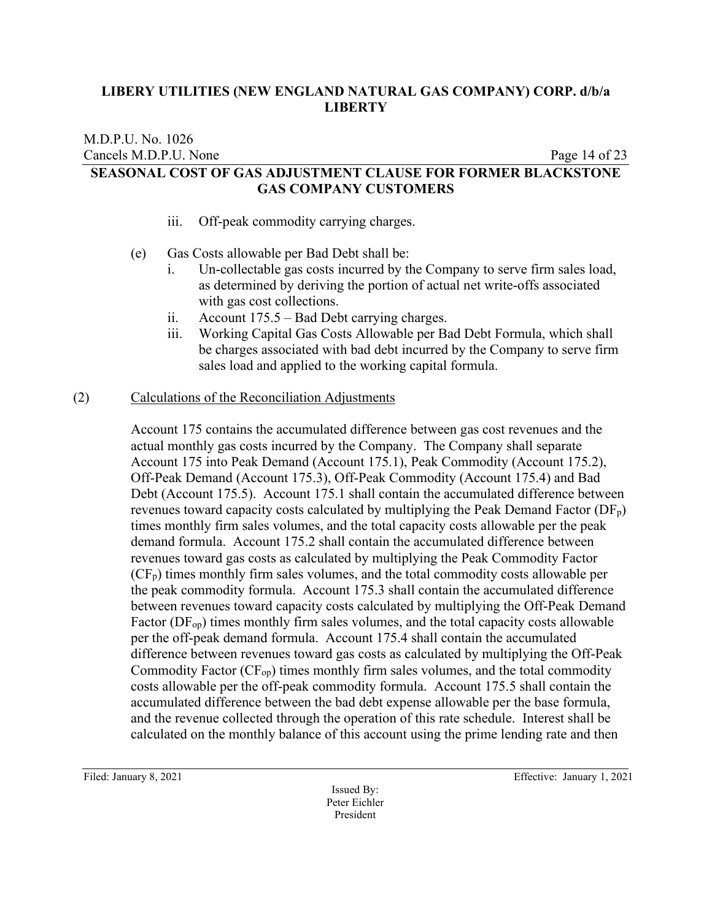iii. Off-peak commodity carrying charges.

(e) Gas Costs allowable per Bad Debt shall be:

i. Un-collectable gas costs incurred by the Company to serve firm sales load, as determined by deriving the portion of actual net write-offs associated with gas cost collections.

ii. Account 175.5 – Bad Debt carrying charges.

iii. Working Capital Gas Costs Allowable per Bad Debt Formula, which shall be charges associated with bad debt incurred by the Company to serve firm sales load and applied to the working capital formula.

(2) Calculations of the Reconciliation Adjustments

Account 175 contains the accumulated difference between gas cost revenues and the actual monthly gas costs incurred by the Company. The Company shall separate Account 175 into Peak Demand (Account 175.1), Peak Commodity (Account 175.2), Off-Peak Demand (Account 175.3), Off-Peak Commodity (Account 175.4) and Bad Debt (Account 175.5). Account 175.1 shall contain the accumulated difference between revenues toward capacity costs calculated by multiplying the Peak Demand Factor ($DF_p$) times monthly firm sales volumes, and the total capacity costs allowable per the peak demand formula. Account 175.2 shall contain the accumulated difference between revenues toward gas costs as calculated by multiplying the Peak Commodity Factor ($CF_p$) times monthly firm sales volumes, and the total commodity costs allowable per the peak commodity formula. Account 175.3 shall contain the accumulated difference between revenues toward capacity costs calculated by multiplying the Off-Peak Demand Factor ($DF_{op}$) times monthly firm sales volumes, and the total capacity costs allowable per the off-peak demand formula. Account 175.4 shall contain the accumulated difference between revenues toward gas costs as calculated by multiplying the Off-Peak Commodity Factor ($CF_{op}$) times monthly firm sales volumes, and the total commodity costs allowable per the off-peak commodity formula. Account 175.5 shall contain the accumulated difference between the bad debt expense allowable per the base formula, and the revenue collected through the operation of this rate schedule. Interest shall be calculated on the monthly balance of this account using the prime lending rate and then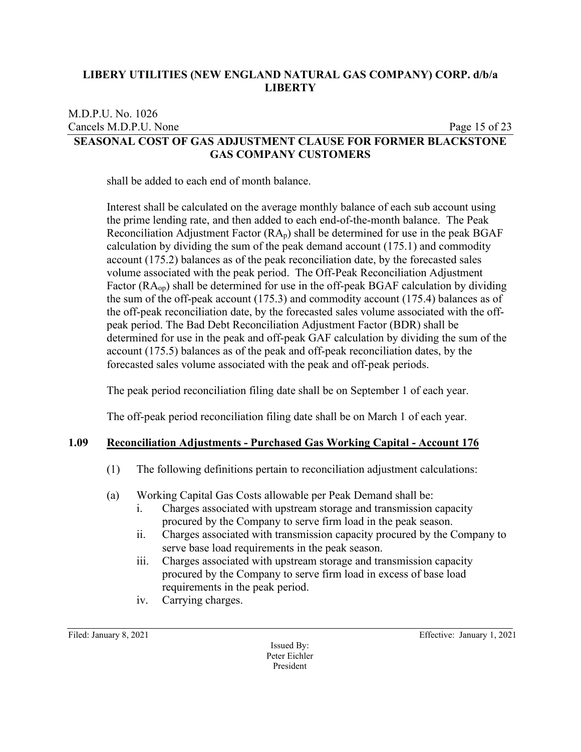shall be added to each end of month balance.

Interest shall be calculated on the average monthly balance of each sub account using the prime lending rate, and then added to each end-of-the-month balance. The Peak Reconciliation Adjustment Factor ($RA_p$) shall be determined for use in the peak BGAF calculation by dividing the sum of the peak demand account (175.1) and commodity account (175.2) balances as of the peak reconciliation date, by the forecasted sales volume associated with the peak period. The Off-Peak Reconciliation Adjustment Factor ($RA_{op}$) shall be determined for use in the off-peak BGAF calculation by dividing the sum of the off-peak account (175.3) and commodity account (175.4) balances as of the off-peak reconciliation date, by the forecasted sales volume associated with the off-peak period. The Bad Debt Reconciliation Adjustment Factor (BDR) shall be determined for use in the peak and off-peak GAF calculation by dividing the sum of the account (175.5) balances as of the peak and off-peak reconciliation dates, by the forecasted sales volume associated with the peak and off-peak periods.

The peak period reconciliation filing date shall be on September 1 of each year.

The off-peak period reconciliation filing date shall be on March 1 of each year.

## 1.09 Reconciliation Adjustments - Purchased Gas Working Capital - Account 176

(1) The following definitions pertain to reconciliation adjustment calculations:

(a) Working Capital Gas Costs allowable per Peak Demand shall be:

  i. Charges associated with upstream storage and transmission capacity procured by the Company to serve firm load in the peak season.
  ii. Charges associated with transmission capacity procured by the Company to serve base load requirements in the peak season.
  iii. Charges associated with upstream storage and transmission capacity procured by the Company to serve firm load in excess of base load requirements in the peak period.
  iv. Carrying charges.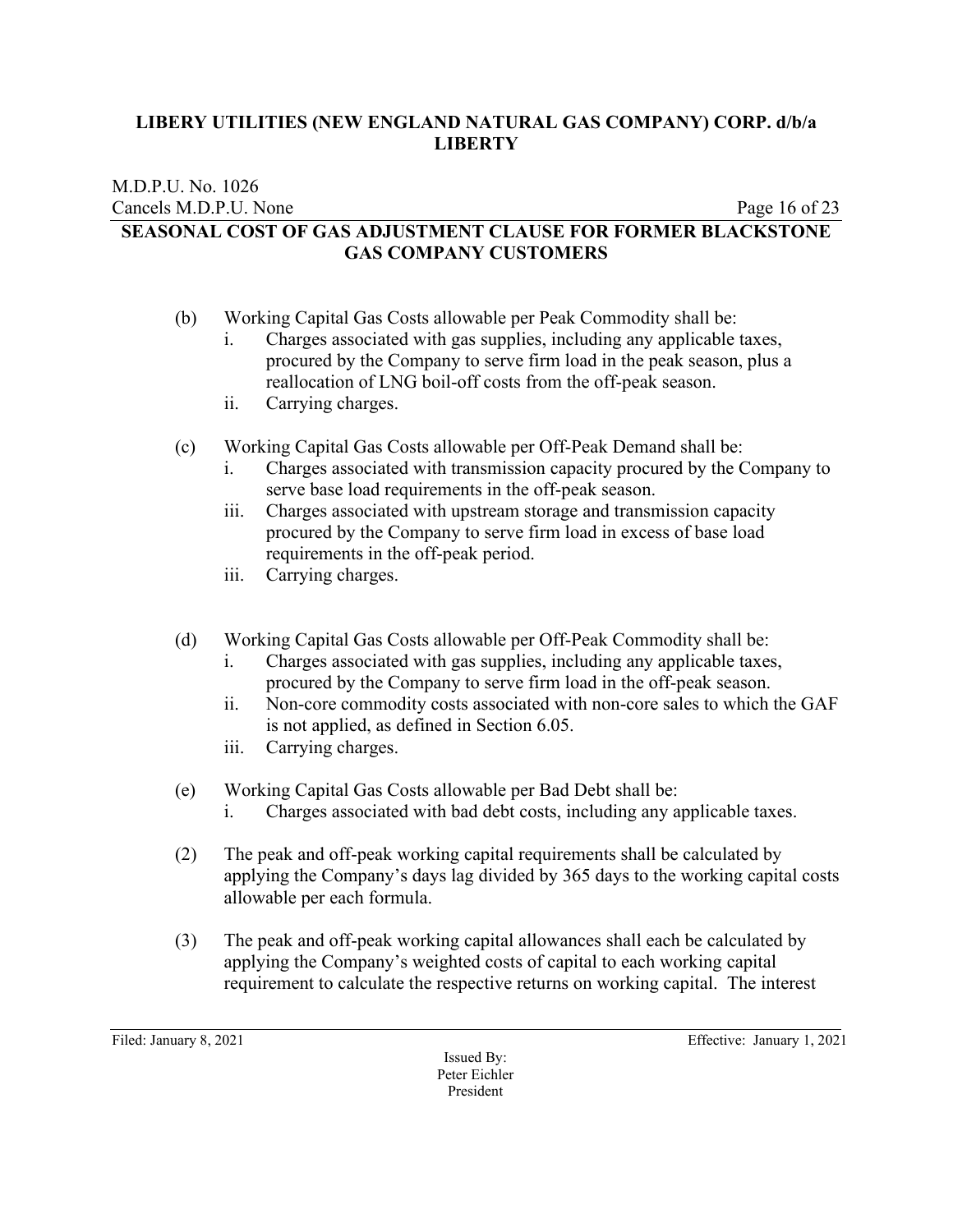(b) Working Capital Gas Costs allowable per Peak Commodity shall be:

   i. Charges associated with gas supplies, including any applicable taxes, procured by the Company to serve firm load in the peak season, plus a reallocation of LNG boil-off costs from the off-peak season.

   ii. Carrying charges.

(c) Working Capital Gas Costs allowable per Off-Peak Demand shall be:

   i. Charges associated with transmission capacity procured by the Company to serve base load requirements in the off-peak season.

   iii. Charges associated with upstream storage and transmission capacity procured by the Company to serve firm load in excess of base load requirements in the off-peak period.

   iii. Carrying charges.

(d) Working Capital Gas Costs allowable per Off-Peak Commodity shall be:

   i. Charges associated with gas supplies, including any applicable taxes, procured by the Company to serve firm load in the off-peak season.

   ii. Non-core commodity costs associated with non-core sales to which the GAF is not applied, as defined in Section 6.05.

   iii. Carrying charges.

(e) Working Capital Gas Costs allowable per Bad Debt shall be:

   i. Charges associated with bad debt costs, including any applicable taxes.

(2) The peak and off-peak working capital requirements shall be calculated by applying the Company's days lag divided by 365 days to the working capital costs allowable per each formula.

(3) The peak and off-peak working capital allowances shall each be calculated by applying the Company's weighted costs of capital to each working capital requirement to calculate the respective returns on working capital. The interest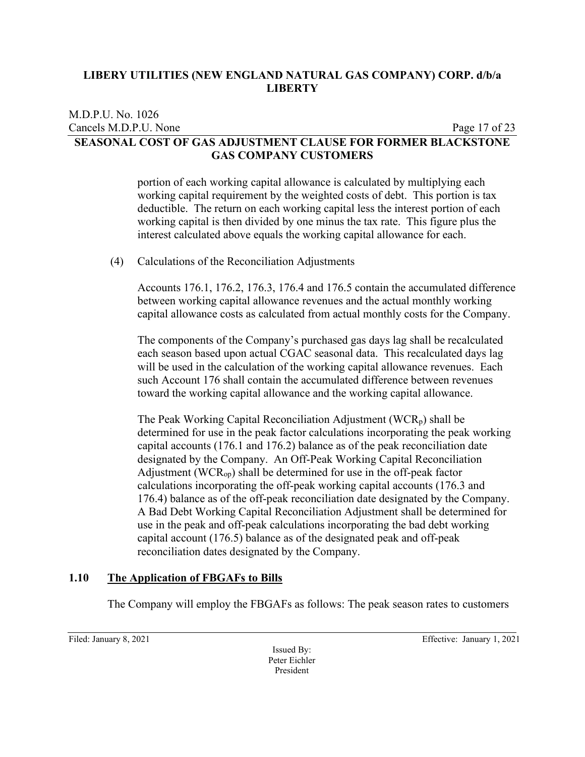portion of each working capital allowance is calculated by multiplying each working capital requirement by the weighted costs of debt. This portion is tax deductible. The return on each working capital less the interest portion of each working capital is then divided by one minus the tax rate. This figure plus the interest calculated above equals the working capital allowance for each.

(4) Calculations of the Reconciliation Adjustments

Accounts 176.1, 176.2, 176.3, 176.4 and 176.5 contain the accumulated difference between working capital allowance revenues and the actual monthly working capital allowance costs as calculated from actual monthly costs for the Company.

The components of the Company's purchased gas days lag shall be recalculated each season based upon actual CGAC seasonal data. This recalculated days lag will be used in the calculation of the working capital allowance revenues. Each such Account 176 shall contain the accumulated difference between revenues toward the working capital allowance and the working capital allowance.

The Peak Working Capital Reconciliation Adjustment ($WCR_p$) shall be determined for use in the peak factor calculations incorporating the peak working capital accounts (176.1 and 176.2) balance as of the peak reconciliation date designated by the Company. An Off-Peak Working Capital Reconciliation Adjustment ($WCR_{op}$) shall be determined for use in the off-peak factor calculations incorporating the off-peak working capital accounts (176.3 and 176.4) balance as of the off-peak reconciliation date designated by the Company. A Bad Debt Working Capital Reconciliation Adjustment shall be determined for use in the peak and off-peak calculations incorporating the bad debt working capital account (176.5) balance as of the designated peak and off-peak reconciliation dates designated by the Company.

## 1.10 The Application of FBGAFs to Bills

The Company will employ the FBGAFs as follows: The peak season rates to customers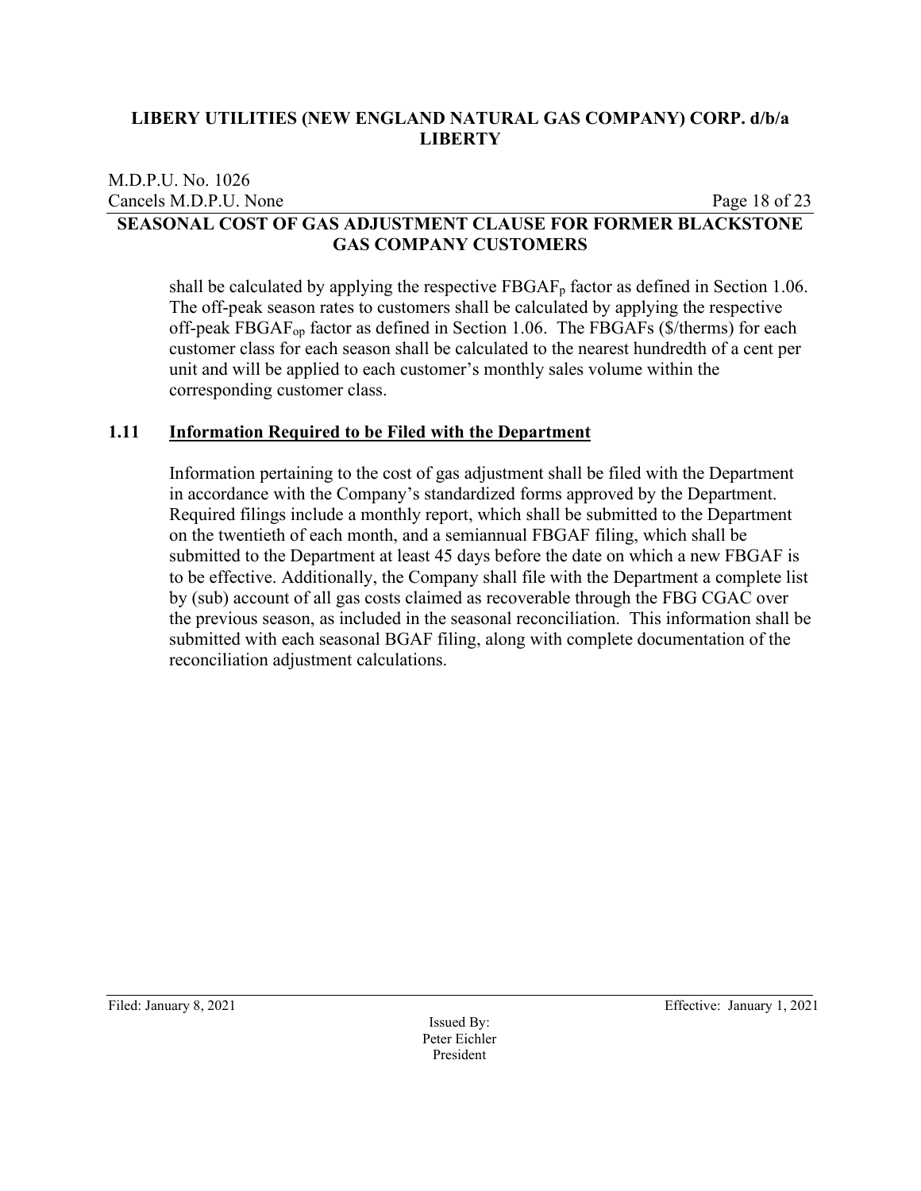shall be calculated by applying the respective $FBGAF_p$ factor as defined in Section 1.06. The off-peak season rates to customers shall be calculated by applying the respective off-peak $FBGAF_{op}$ factor as defined in Section 1.06. The FBGAFs ($/therms) for each customer class for each season shall be calculated to the nearest hundredth of a cent per unit and will be applied to each customer's monthly sales volume within the corresponding customer class.

## 1.11 Information Required to be Filed with the Department

Information pertaining to the cost of gas adjustment shall be filed with the Department in accordance with the Company's standardized forms approved by the Department. Required filings include a monthly report, which shall be submitted to the Department on the twentieth of each month, and a semiannual FBGAF filing, which shall be submitted to the Department at least 45 days before the date on which a new FBGAF is to be effective. Additionally, the Company shall file with the Department a complete list by (sub) account of all gas costs claimed as recoverable through the FBG CGAC over the previous season, as included in the seasonal reconciliation. This information shall be submitted with each seasonal BGAF filing, along with complete documentation of the reconciliation adjustment calculations.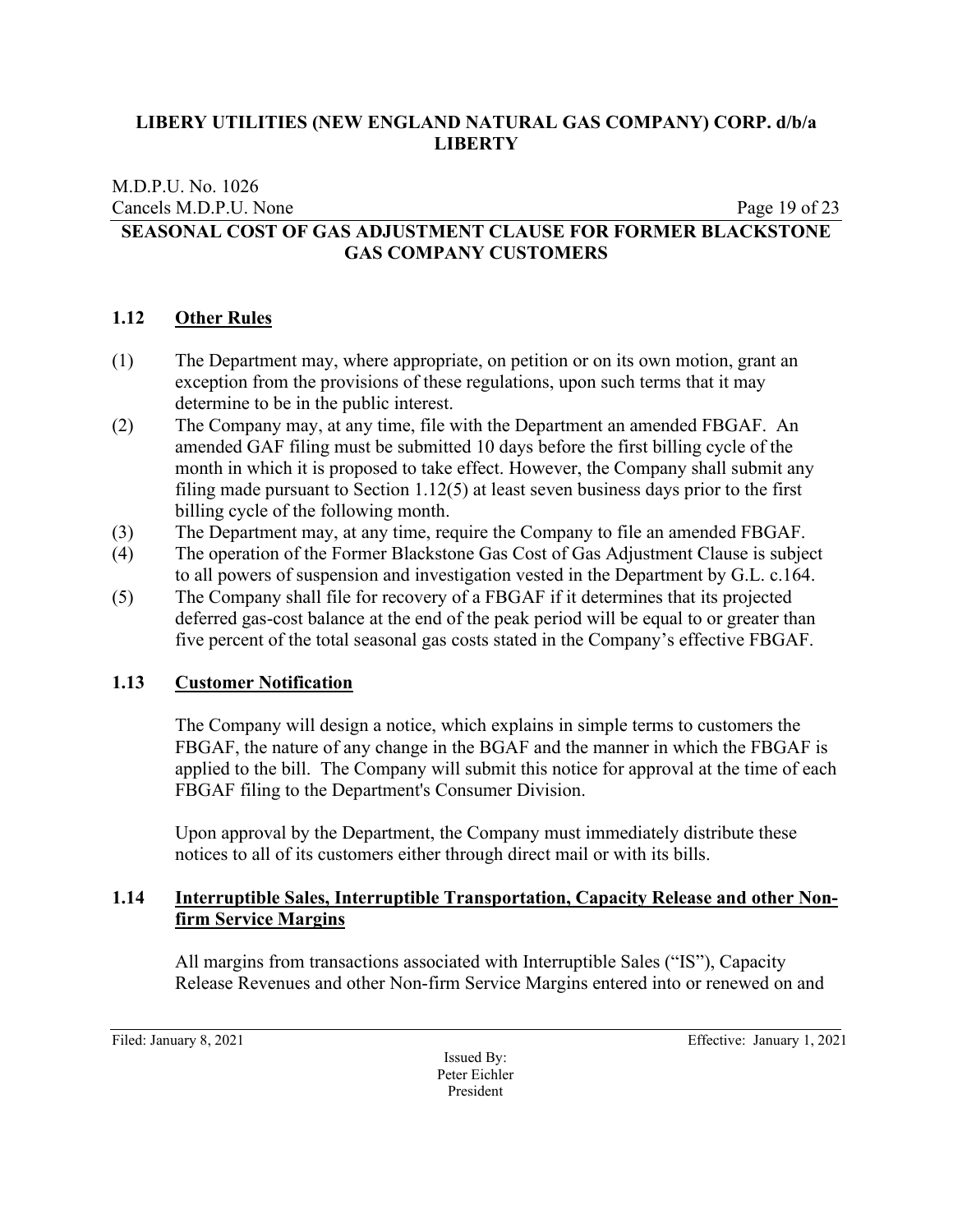## 1.12 Other Rules

(1) The Department may, where appropriate, on petition or on its own motion, grant an exception from the provisions of these regulations, upon such terms that it may determine to be in the public interest.

(2) The Company may, at any time, file with the Department an amended FBGAF. An amended GAF filing must be submitted 10 days before the first billing cycle of the month in which it is proposed to take effect. However, the Company shall submit any filing made pursuant to Section 1.12(5) at least seven business days prior to the first billing cycle of the following month.

(3) The Department may, at any time, require the Company to file an amended FBGAF.

(4) The operation of the Former Blackstone Gas Cost of Gas Adjustment Clause is subject to all powers of suspension and investigation vested in the Department by G.L. c.164.

(5) The Company shall file for recovery of a FBGAF if it determines that its projected deferred gas-cost balance at the end of the peak period will be equal to or greater than five percent of the total seasonal gas costs stated in the Company's effective FBGAF.

## 1.13 Customer Notification

The Company will design a notice, which explains in simple terms to customers the FBGAF, the nature of any change in the BGAF and the manner in which the FBGAF is applied to the bill. The Company will submit this notice for approval at the time of each FBGAF filing to the Department's Consumer Division.

Upon approval by the Department, the Company must immediately distribute these notices to all of its customers either through direct mail or with its bills.

## 1.14 Interruptible Sales, Interruptible Transportation, Capacity Release and other Non-firm Service Margins

All margins from transactions associated with Interruptible Sales ("IS"), Capacity Release Revenues and other Non-firm Service Margins entered into or renewed on and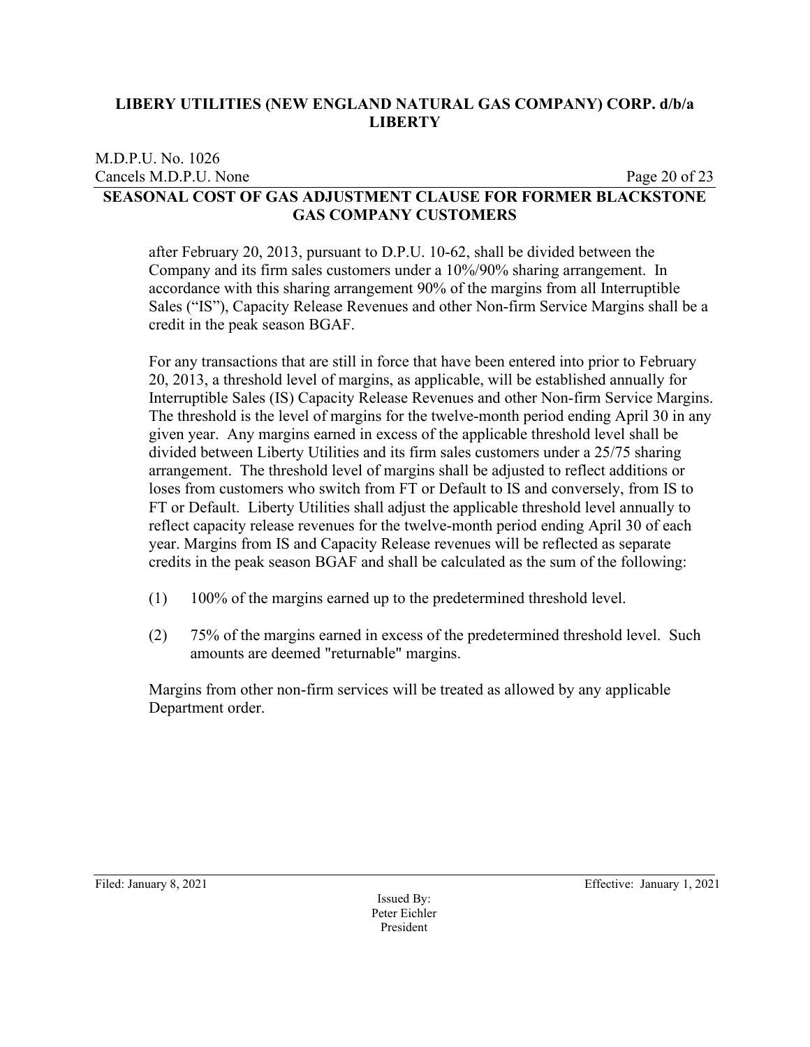after February 20, 2013, pursuant to D.P.U. 10-62, shall be divided between the Company and its firm sales customers under a 10%/90% sharing arrangement. In accordance with this sharing arrangement 90% of the margins from all Interruptible Sales ("IS"), Capacity Release Revenues and other Non-firm Service Margins shall be a credit in the peak season BGAF.

For any transactions that are still in force that have been entered into prior to February 20, 2013, a threshold level of margins, as applicable, will be established annually for Interruptible Sales (IS) Capacity Release Revenues and other Non-firm Service Margins. The threshold is the level of margins for the twelve-month period ending April 30 in any given year. Any margins earned in excess of the applicable threshold level shall be divided between Liberty Utilities and its firm sales customers under a 25/75 sharing arrangement. The threshold level of margins shall be adjusted to reflect additions or loses from customers who switch from FT or Default to IS and conversely, from IS to FT or Default. Liberty Utilities shall adjust the applicable threshold level annually to reflect capacity release revenues for the twelve-month period ending April 30 of each year. Margins from IS and Capacity Release revenues will be reflected as separate credits in the peak season BGAF and shall be calculated as the sum of the following:

(1) 100% of the margins earned up to the predetermined threshold level.

(2) 75% of the margins earned in excess of the predetermined threshold level. Such amounts are deemed "returnable" margins.

Margins from other non-firm services will be treated as allowed by any applicable Department order.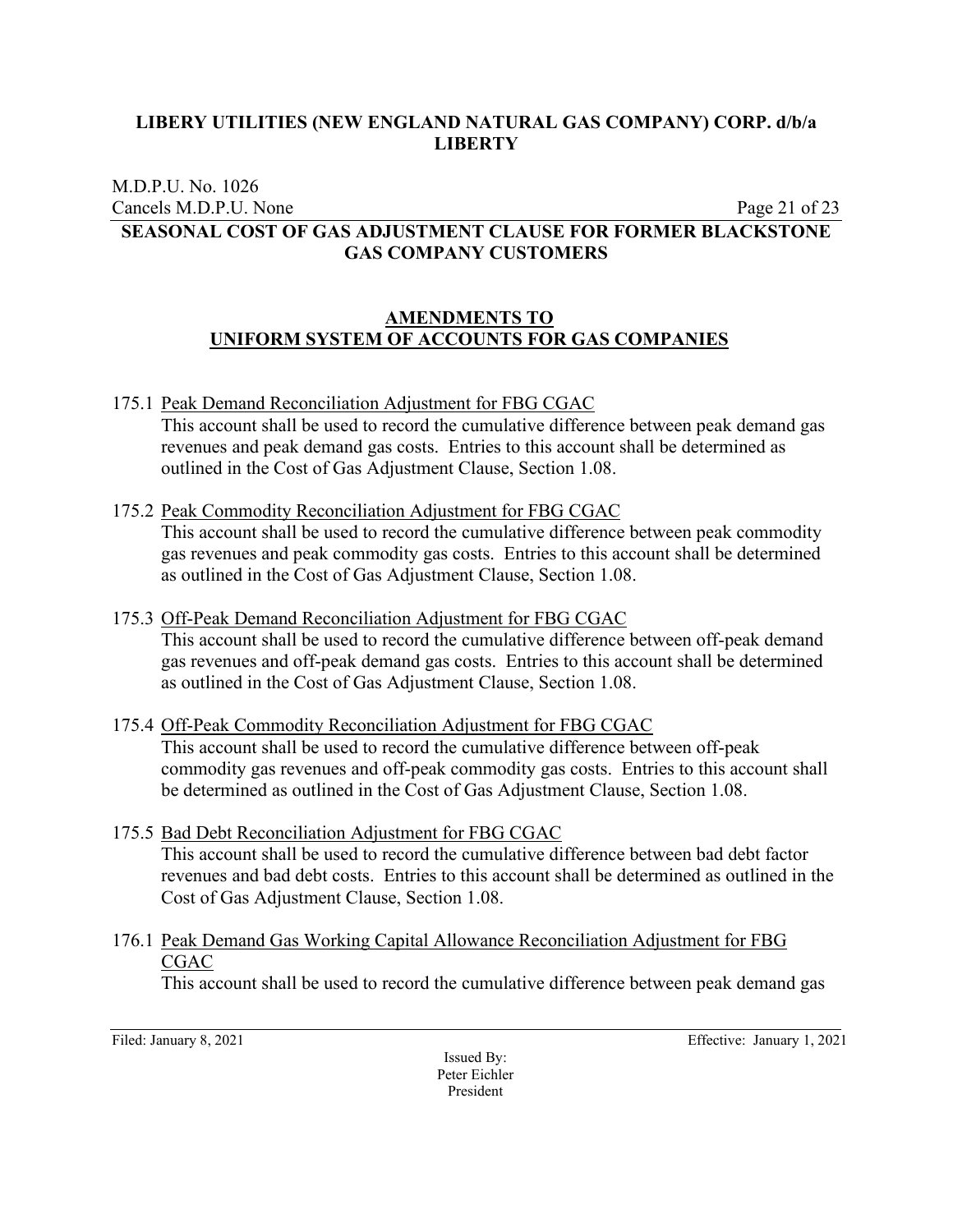## AMENDMENTS TO UNIFORM SYSTEM OF ACCOUNTS FOR GAS COMPANIES

175.1 Peak Demand Reconciliation Adjustment for FBG CGAC
This account shall be used to record the cumulative difference between peak demand gas revenues and peak demand gas costs. Entries to this account shall be determined as outlined in the Cost of Gas Adjustment Clause, Section 1.08.

175.2 Peak Commodity Reconciliation Adjustment for FBG CGAC
This account shall be used to record the cumulative difference between peak commodity gas revenues and peak commodity gas costs. Entries to this account shall be determined as outlined in the Cost of Gas Adjustment Clause, Section 1.08.

175.3 Off-Peak Demand Reconciliation Adjustment for FBG CGAC
This account shall be used to record the cumulative difference between off-peak demand gas revenues and off-peak demand gas costs. Entries to this account shall be determined as outlined in the Cost of Gas Adjustment Clause, Section 1.08.

175.4 Off-Peak Commodity Reconciliation Adjustment for FBG CGAC
This account shall be used to record the cumulative difference between off-peak commodity gas revenues and off-peak commodity gas costs. Entries to this account shall be determined as outlined in the Cost of Gas Adjustment Clause, Section 1.08.

175.5 Bad Debt Reconciliation Adjustment for FBG CGAC
This account shall be used to record the cumulative difference between bad debt factor revenues and bad debt costs. Entries to this account shall be determined as outlined in the Cost of Gas Adjustment Clause, Section 1.08.

176.1 Peak Demand Gas Working Capital Allowance Reconciliation Adjustment for FBG CGAC
This account shall be used to record the cumulative difference between peak demand gas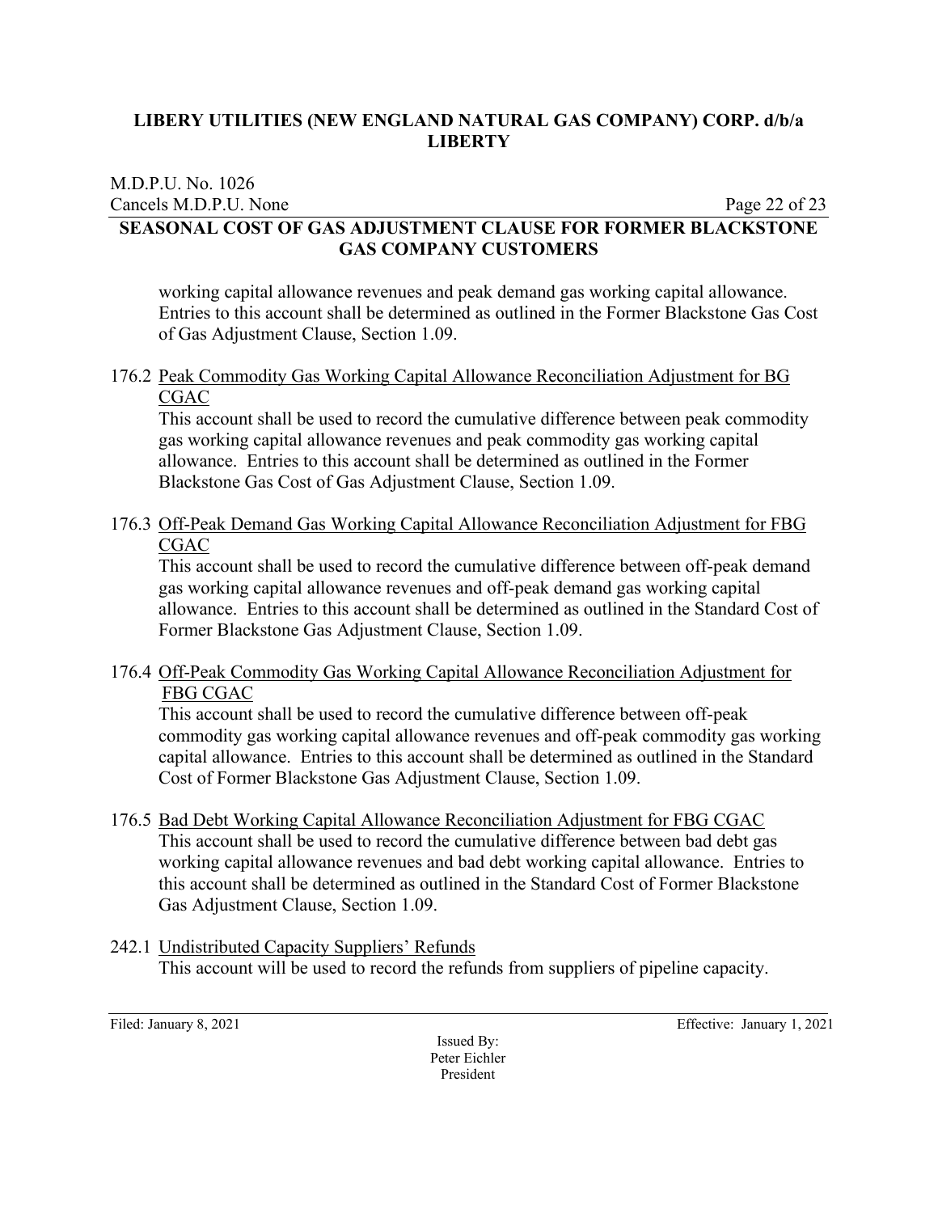working capital allowance revenues and peak demand gas working capital allowance. Entries to this account shall be determined as outlined in the Former Blackstone Gas Cost of Gas Adjustment Clause, Section 1.09.

176.2 Peak Commodity Gas Working Capital Allowance Reconciliation Adjustment for BG CGAC

This account shall be used to record the cumulative difference between peak commodity gas working capital allowance revenues and peak commodity gas working capital allowance. Entries to this account shall be determined as outlined in the Former Blackstone Gas Cost of Gas Adjustment Clause, Section 1.09.

176.3 Off-Peak Demand Gas Working Capital Allowance Reconciliation Adjustment for FBG CGAC

This account shall be used to record the cumulative difference between off-peak demand gas working capital allowance revenues and off-peak demand gas working capital allowance. Entries to this account shall be determined as outlined in the Standard Cost of Former Blackstone Gas Adjustment Clause, Section 1.09.

176.4 Off-Peak Commodity Gas Working Capital Allowance Reconciliation Adjustment for FBG CGAC

This account shall be used to record the cumulative difference between off-peak commodity gas working capital allowance revenues and off-peak commodity gas working capital allowance. Entries to this account shall be determined as outlined in the Standard Cost of Former Blackstone Gas Adjustment Clause, Section 1.09.

176.5 Bad Debt Working Capital Allowance Reconciliation Adjustment for FBG CGAC

This account shall be used to record the cumulative difference between bad debt gas working capital allowance revenues and bad debt working capital allowance. Entries to this account shall be determined as outlined in the Standard Cost of Former Blackstone Gas Adjustment Clause, Section 1.09.

242.1 Undistributed Capacity Suppliers' Refunds

This account will be used to record the refunds from suppliers of pipeline capacity.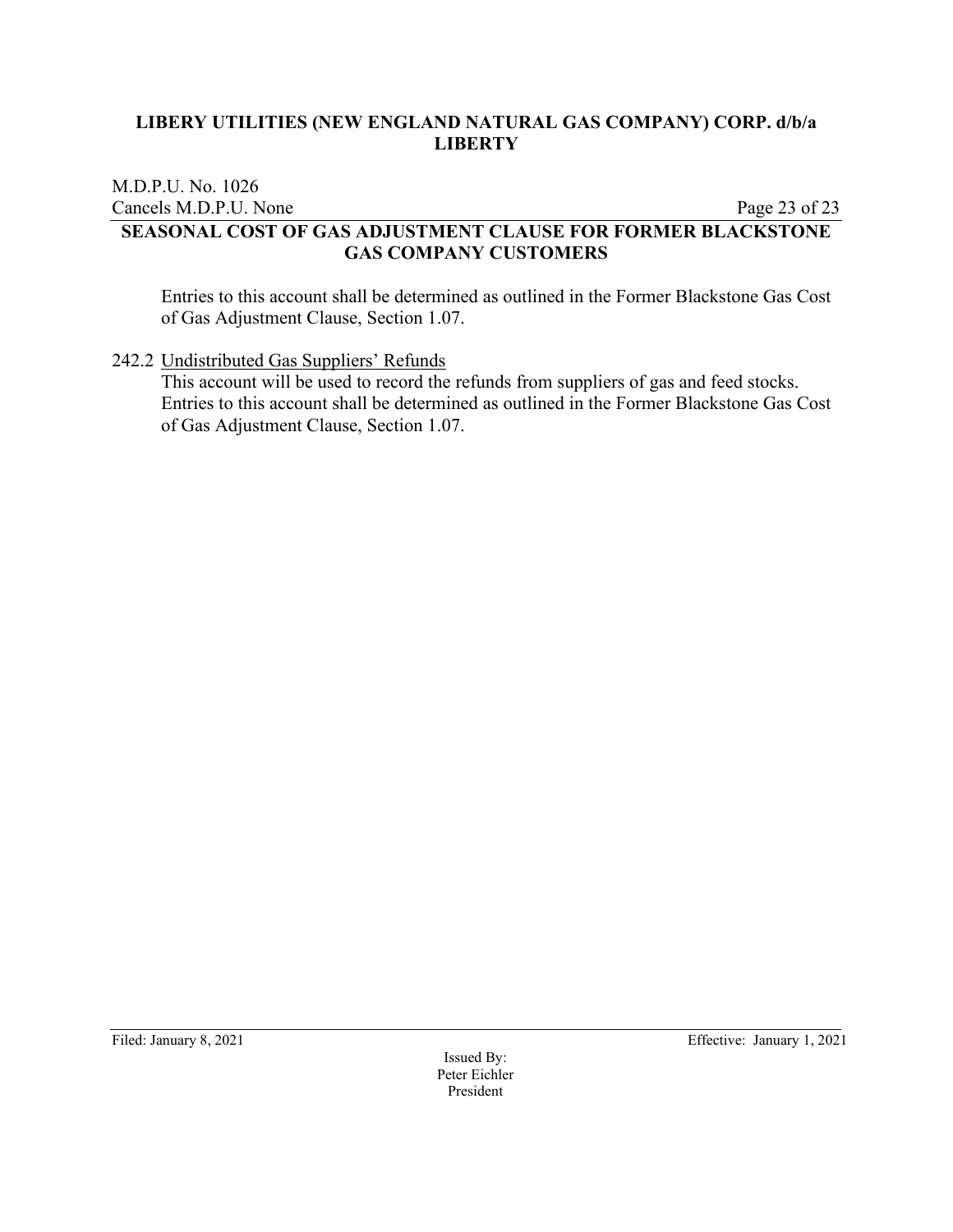Entries to this account shall be determined as outlined in the Former Blackstone Gas Cost of Gas Adjustment Clause, Section 1.07.

242.2 Undistributed Gas Suppliers' Refunds

This account will be used to record the refunds from suppliers of gas and feed stocks. Entries to this account shall be determined as outlined in the Former Blackstone Gas Cost of Gas Adjustment Clause, Section 1.07.